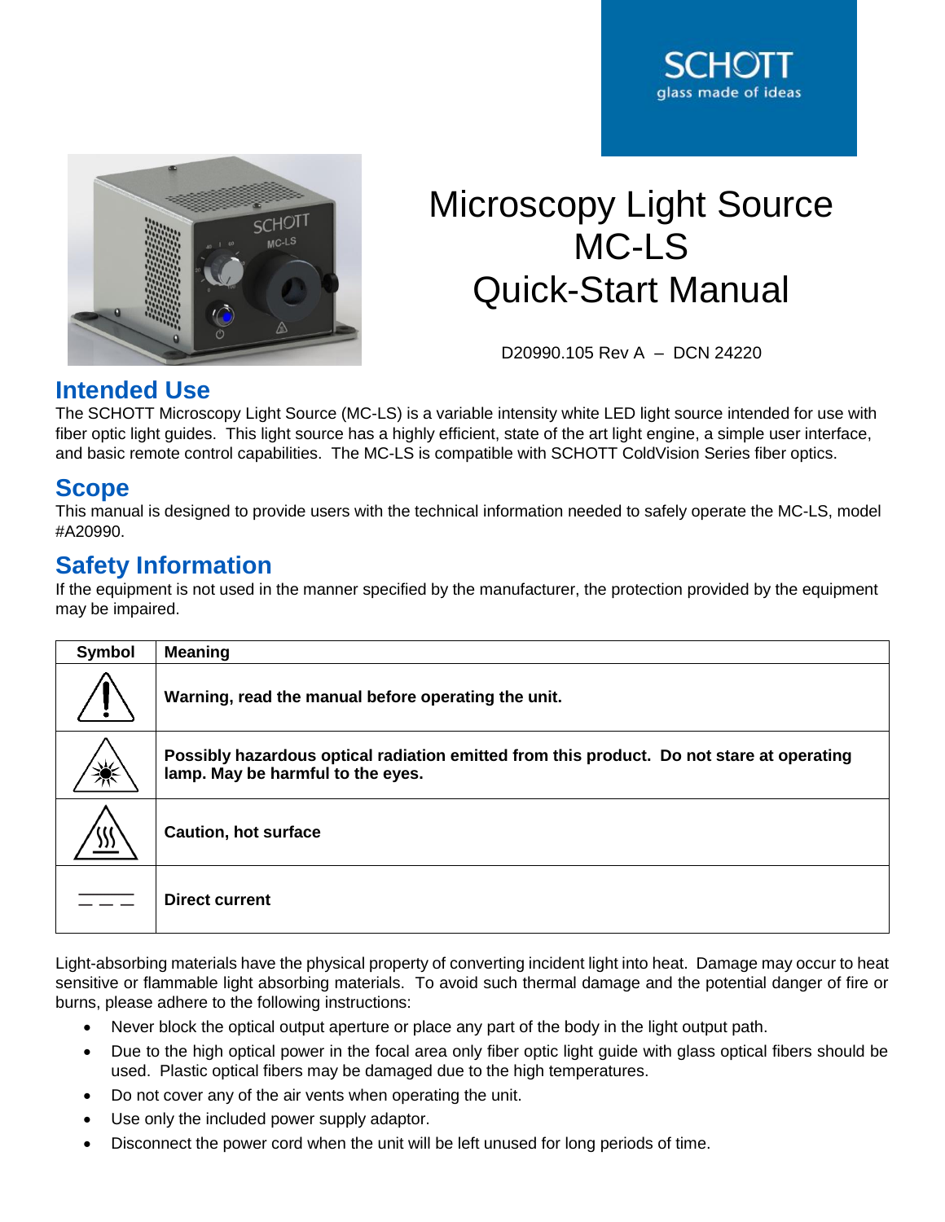# Microscopy Light Source MC-LS Quick-Start Manual

D20990.105 Rev A – DCN 24220

## Intended Use

The SCHOTT Microscopy Light Source (MC-LS) is a variable intensity white LED light source intended for use with fiber optic light guides. This light source has a highly efficient, state of the art light engine, a simple user interface, and basic remote control capabilities. The MC-LS is compatible with SCHOTT ColdVision Series fiber optics.

## Scope

This manual is designed to provide users with the technical information needed to safely operate the MC-LS, model #A20990.

## Safety Information

If the equipment is not used in the manner specified by the manufacturer, the protection provided by the equipment may be impaired.

| Symbol | Meaning |
|---|---|
| ⚠ | **Warning, read the manual before operating the unit.** |
| (optical radiation symbol) | **Possibly hazardous optical radiation emitted from this product. Do not stare at operating lamp. May be harmful to the eyes.** |
| (hot surface symbol) | **Caution, hot surface** |
| ⎓ | **Direct current** |

Light-absorbing materials have the physical property of converting incident light into heat. Damage may occur to heat sensitive or flammable light absorbing materials. To avoid such thermal damage and the potential danger of fire or burns, please adhere to the following instructions:

- Never block the optical output aperture or place any part of the body in the light output path.
- Due to the high optical power in the focal area only fiber optic light guide with glass optical fibers should be used. Plastic optical fibers may be damaged due to the high temperatures.
- Do not cover any of the air vents when operating the unit.
- Use only the included power supply adaptor.
- Disconnect the power cord when the unit will be left unused for long periods of time.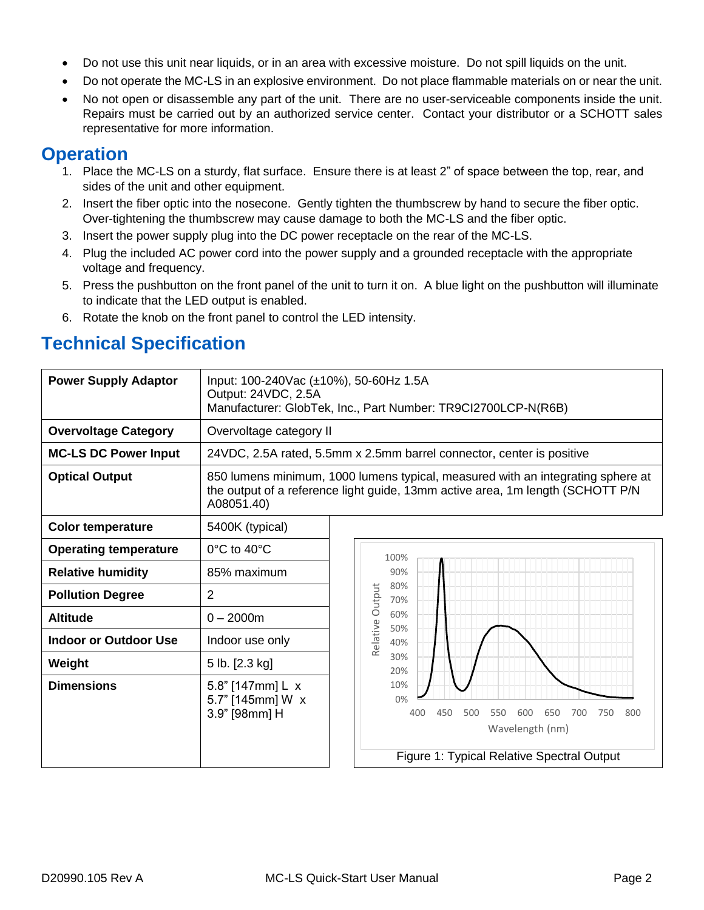- Do not use this unit near liquids, or in an area with excessive moisture. Do not spill liquids on the unit.
- Do not operate the MC-LS in an explosive environment. Do not place flammable materials on or near the unit.
- No not open or disassemble any part of the unit. There are no user-serviceable components inside the unit. Repairs must be carried out by an authorized service center. Contact your distributor or a SCHOTT sales representative for more information.

## Operation

1. Place the MC-LS on a sturdy, flat surface. Ensure there is at least 2" of space between the top, rear, and sides of the unit and other equipment.
2. Insert the fiber optic into the nosecone. Gently tighten the thumbscrew by hand to secure the fiber optic. Over-tightening the thumbscrew may cause damage to both the MC-LS and the fiber optic.
3. Insert the power supply plug into the DC power receptacle on the rear of the MC-LS.
4. Plug the included AC power cord into the power supply and a grounded receptacle with the appropriate voltage and frequency.
5. Press the pushbutton on the front panel of the unit to turn it on. A blue light on the pushbutton will illuminate to indicate that the LED output is enabled.
6. Rotate the knob on the front panel to control the LED intensity.

## Technical Specification

| | |
|---|---|
| **Power Supply Adaptor** | Input: 100-240Vac (±10%), 50-60Hz 1.5A<br>Output: 24VDC, 2.5A<br>Manufacturer: GlobTek, Inc., Part Number: TR9CI2700LCP-N(R6B) |
| **Overvoltage Category** | Overvoltage category II |
| **MC-LS DC Power Input** | 24VDC, 2.5A rated, 5.5mm x 2.5mm barrel connector, center is positive |
| **Optical Output** | 850 lumens minimum, 1000 lumens typical, measured with an integrating sphere at the output of a reference light guide, 13mm active area, 1m length (SCHOTT P/N A08051.40) |
| **Color temperature** | 5400K (typical) |
| **Operating temperature** | 0°C to 40°C |
| **Relative humidity** | 85% maximum |
| **Pollution Degree** | 2 |
| **Altitude** | 0 – 2000m |
| **Indoor or Outdoor Use** | Indoor use only |
| **Weight** | 5 lb. [2.3 kg] |
| **Dimensions** | 5.8" [147mm] L x<br>5.7" [145mm] W x<br>3.9" [98mm] H |

Figure 1: Typical Relative Spectral Output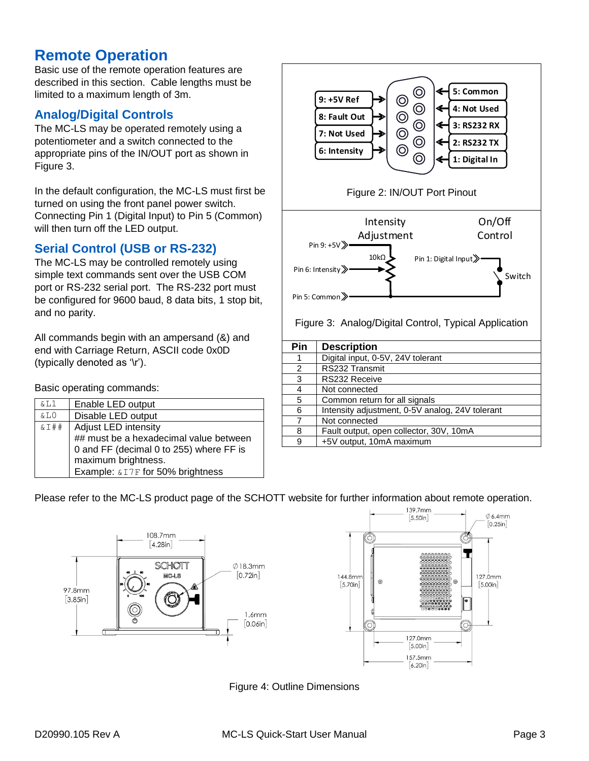# Remote Operation

Basic use of the remote operation features are described in this section. Cable lengths must be limited to a maximum length of 3m.

## Analog/Digital Controls

The MC-LS may be operated remotely using a potentiometer and a switch connected to the appropriate pins of the IN/OUT port as shown in Figure 3.

In the default configuration, the MC-LS must first be turned on using the front panel power switch. Connecting Pin 1 (Digital Input) to Pin 5 (Common) will then turn off the LED output.

## Serial Control (USB or RS-232)

The MC-LS may be controlled remotely using simple text commands sent over the USB COM port or RS-232 serial port. The RS-232 port must be configured for 9600 baud, 8 data bits, 1 stop bit, and no parity.

All commands begin with an ampersand (&) and end with Carriage Return, ASCII code 0x0D (typically denoted as '\r').

Basic operating commands:

| Command | Description |
|---|---|
| &L1 | Enable LED output |
| &L0 | Disable LED output |
| &I## | Adjust LED intensity<br>## must be a hexadecimal value between 0 and FF (decimal 0 to 255) where FF is maximum brightness.<br>Example: &I7F for 50% brightness |

9: +5V Ref
8: Fault Out
7: Not Used
6: Intensity
5: Common
4: Not Used
3: RS232 RX
2: RS232 TX
1: Digital In

Figure 2: IN/OUT Port Pinout

Intensity Adjustment — Pin 9: +5V, Pin 6: Intensity, Pin 5: Common, 10kΩ
On/Off Control — Pin 1: Digital Input, Switch

Figure 3: Analog/Digital Control, Typical Application

| Pin | Description |
|---|---|
| 1 | Digital input, 0-5V, 24V tolerant |
| 2 | RS232 Transmit |
| 3 | RS232 Receive |
| 4 | Not connected |
| 5 | Common return for all signals |
| 6 | Intensity adjustment, 0-5V analog, 24V tolerant |
| 7 | Not connected |
| 8 | Fault output, open collector, 30V, 10mA |
| 9 | +5V output, 10mA maximum |

Please refer to the MC-LS product page of the SCHOTT website for further information about remote operation.

108.7mm [4.28in]; 97.8mm [3.85in]; Ø18.3mm [0.72in]; 1.6mm [0.06in]; 139.7mm [5.50in]; Ø6.4mm [0.25in]; 144.8mm [5.70in]; 127.0mm [5.00in]; 127.0mm [5.00in]; 157.5mm [6.20in]

Figure 4: Outline Dimensions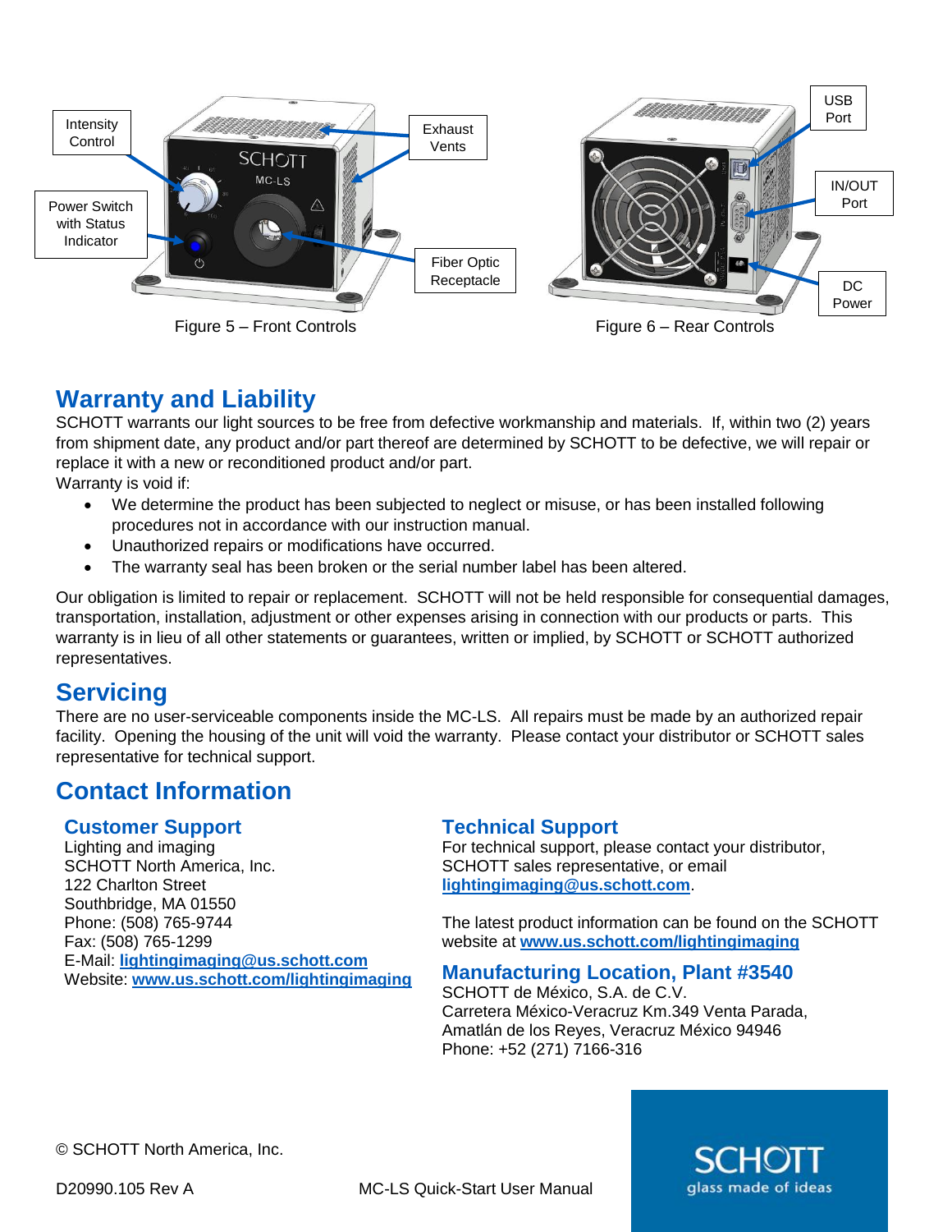Intensity Control

Power Switch with Status Indicator

Exhaust Vents

Fiber Optic Receptacle

Figure 5 – Front Controls

USB Port

IN/OUT Port

DC Power

Figure 6 – Rear Controls

## Warranty and Liability

SCHOTT warrants our light sources to be free from defective workmanship and materials. If, within two (2) years from shipment date, any product and/or part thereof are determined by SCHOTT to be defective, we will repair or replace it with a new or reconditioned product and/or part.

Warranty is void if:

- We determine the product has been subjected to neglect or misuse, or has been installed following procedures not in accordance with our instruction manual.
- Unauthorized repairs or modifications have occurred.
- The warranty seal has been broken or the serial number label has been altered.

Our obligation is limited to repair or replacement. SCHOTT will not be held responsible for consequential damages, transportation, installation, adjustment or other expenses arising in connection with our products or parts. This warranty is in lieu of all other statements or guarantees, written or implied, by SCHOTT or SCHOTT authorized representatives.

## Servicing

There are no user-serviceable components inside the MC-LS. All repairs must be made by an authorized repair facility. Opening the housing of the unit will void the warranty. Please contact your distributor or SCHOTT sales representative for technical support.

## Contact Information

### Customer Support

Lighting and imaging
SCHOTT North America, Inc.
122 Charlton Street
Southbridge, MA 01550
Phone: (508) 765-9744
Fax: (508) 765-1299
E-Mail: **lightingimaging@us.schott.com**
Website: **www.us.schott.com/lightingimaging**

### Technical Support

For technical support, please contact your distributor, SCHOTT sales representative, or email **lightingimaging@us.schott.com**.

The latest product information can be found on the SCHOTT website at **www.us.schott.com/lightingimaging**

### Manufacturing Location, Plant #3540

SCHOTT de México, S.A. de C.V.
Carretera México-Veracruz Km.349 Venta Parada,
Amatlán de los Reyes, Veracruz México 94946
Phone: +52 (271) 7166-316

© SCHOTT North America, Inc.

D20990.105 Rev A

MC-LS Quick-Start User Manual

SCHOTT glass made of ideas